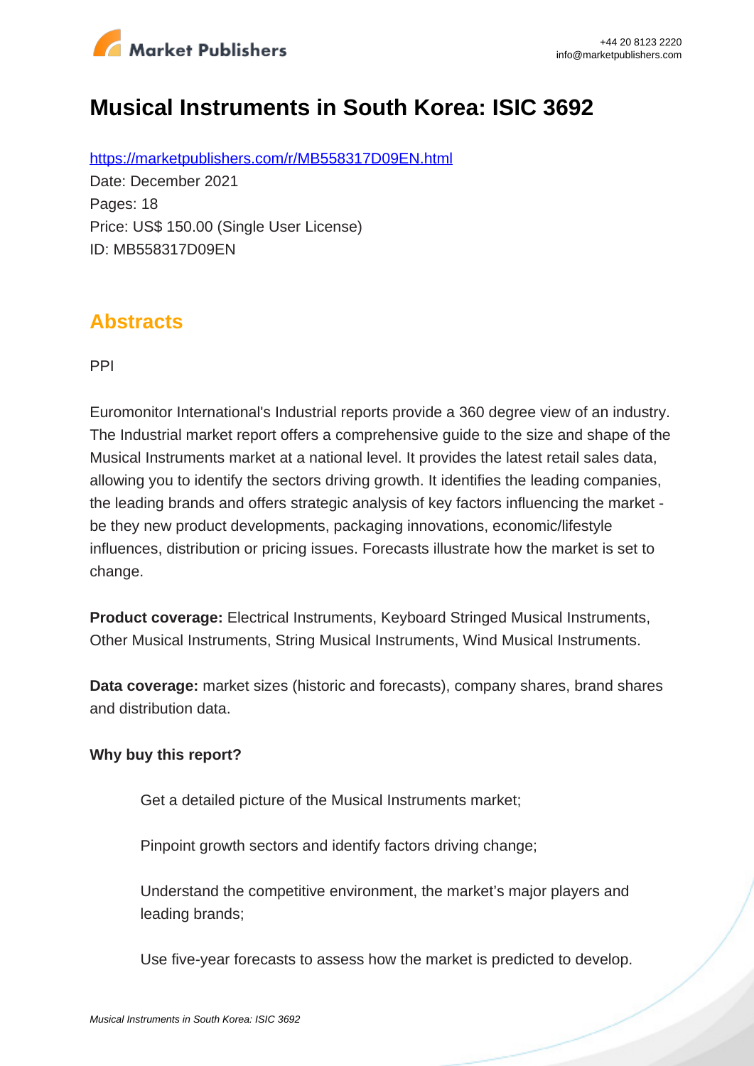# Musical Instruments in South Korea: ISIC 3692

https://marketpublishers.com/r/MB558317D09EN.html

Date: December 2021

Pages: 18

Price: US$ 150.00 (Single User License)

ID: MB558317D09EN

## Abstracts

PPI

Euromonitor International's Industrial reports provide a 360 degree view of an industry. The Industrial market report offers a comprehensive guide to the size and shape of the Musical Instruments market at a national level. It provides the latest retail sales data, allowing you to identify the sectors driving growth. It identifies the leading companies, the leading brands and offers strategic analysis of key factors influencing the market - be they new product developments, packaging innovations, economic/lifestyle influences, distribution or pricing issues. Forecasts illustrate how the market is set to change.

**Product coverage:** Electrical Instruments, Keyboard Stringed Musical Instruments, Other Musical Instruments, String Musical Instruments, Wind Musical Instruments.

**Data coverage:** market sizes (historic and forecasts), company shares, brand shares and distribution data.

**Why buy this report?**

- Get a detailed picture of the Musical Instruments market;
- Pinpoint growth sectors and identify factors driving change;
- Understand the competitive environment, the market's major players and leading brands;
- Use five-year forecasts to assess how the market is predicted to develop.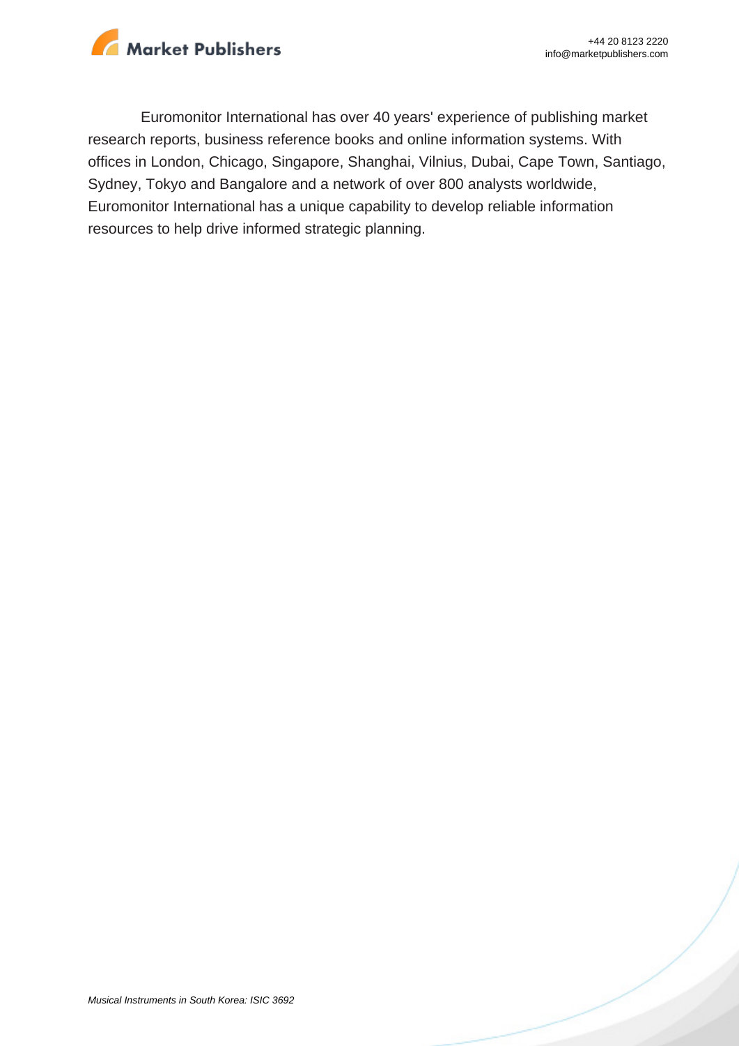Euromonitor International has over 40 years' experience of publishing market research reports, business reference books and online information systems. With offices in London, Chicago, Singapore, Shanghai, Vilnius, Dubai, Cape Town, Santiago, Sydney, Tokyo and Bangalore and a network of over 800 analysts worldwide, Euromonitor International has a unique capability to develop reliable information resources to help drive informed strategic planning.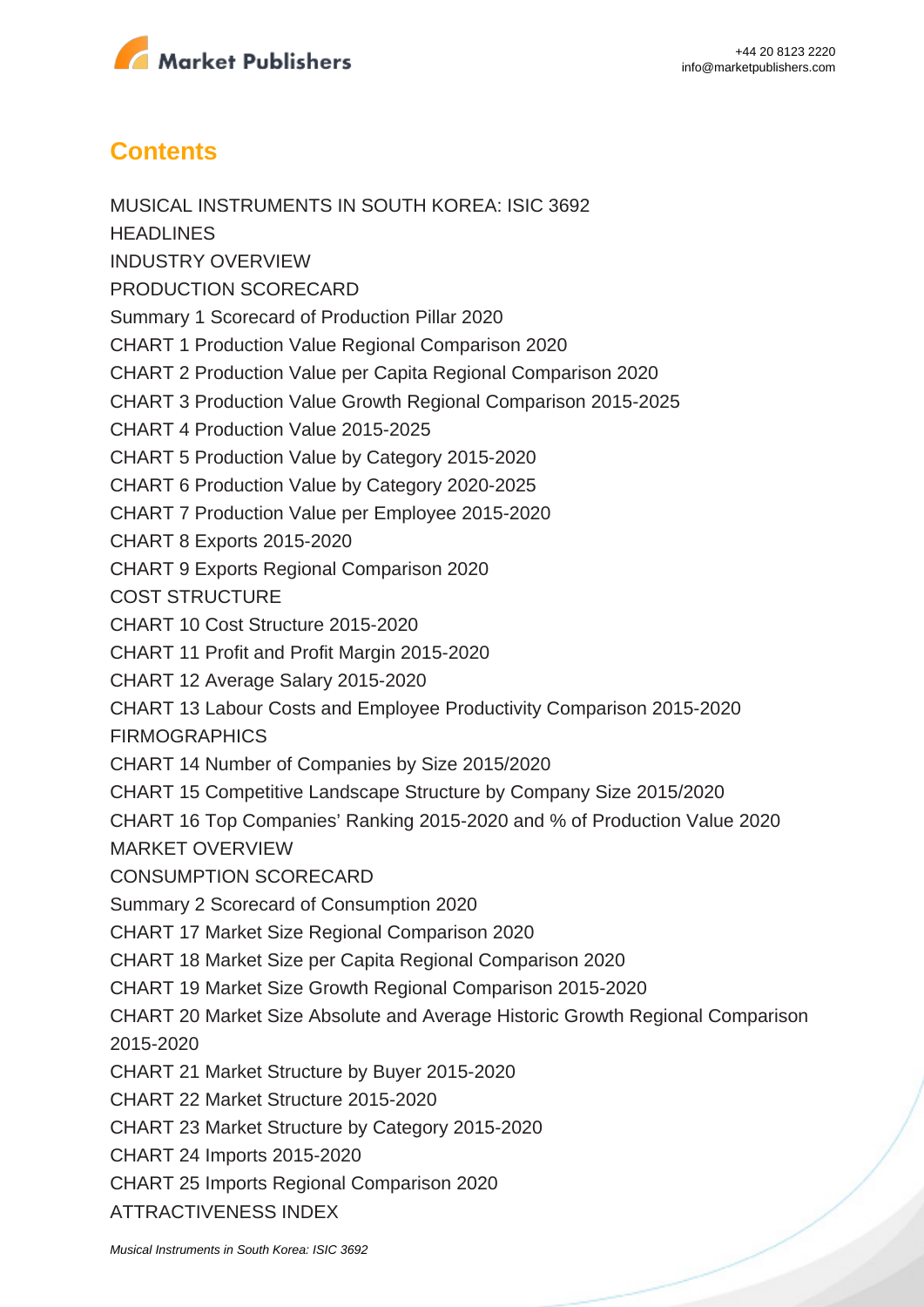## Contents

MUSICAL INSTRUMENTS IN SOUTH KOREA: ISIC 3692

HEADLINES

INDUSTRY OVERVIEW

PRODUCTION SCORECARD

Summary 1 Scorecard of Production Pillar 2020

CHART 1 Production Value Regional Comparison 2020

CHART 2 Production Value per Capita Regional Comparison 2020

CHART 3 Production Value Growth Regional Comparison 2015-2025

CHART 4 Production Value 2015-2025

CHART 5 Production Value by Category 2015-2020

CHART 6 Production Value by Category 2020-2025

CHART 7 Production Value per Employee 2015-2020

CHART 8 Exports 2015-2020

CHART 9 Exports Regional Comparison 2020

COST STRUCTURE

CHART 10 Cost Structure 2015-2020

CHART 11 Profit and Profit Margin 2015-2020

CHART 12 Average Salary 2015-2020

CHART 13 Labour Costs and Employee Productivity Comparison 2015-2020

FIRMOGRAPHICS

CHART 14 Number of Companies by Size 2015/2020

CHART 15 Competitive Landscape Structure by Company Size 2015/2020

CHART 16 Top Companies' Ranking 2015-2020 and % of Production Value 2020

MARKET OVERVIEW

CONSUMPTION SCORECARD

Summary 2 Scorecard of Consumption 2020

CHART 17 Market Size Regional Comparison 2020

CHART 18 Market Size per Capita Regional Comparison 2020

CHART 19 Market Size Growth Regional Comparison 2015-2020

CHART 20 Market Size Absolute and Average Historic Growth Regional Comparison 2015-2020

CHART 21 Market Structure by Buyer 2015-2020

CHART 22 Market Structure 2015-2020

CHART 23 Market Structure by Category 2015-2020

CHART 24 Imports 2015-2020

CHART 25 Imports Regional Comparison 2020

ATTRACTIVENESS INDEX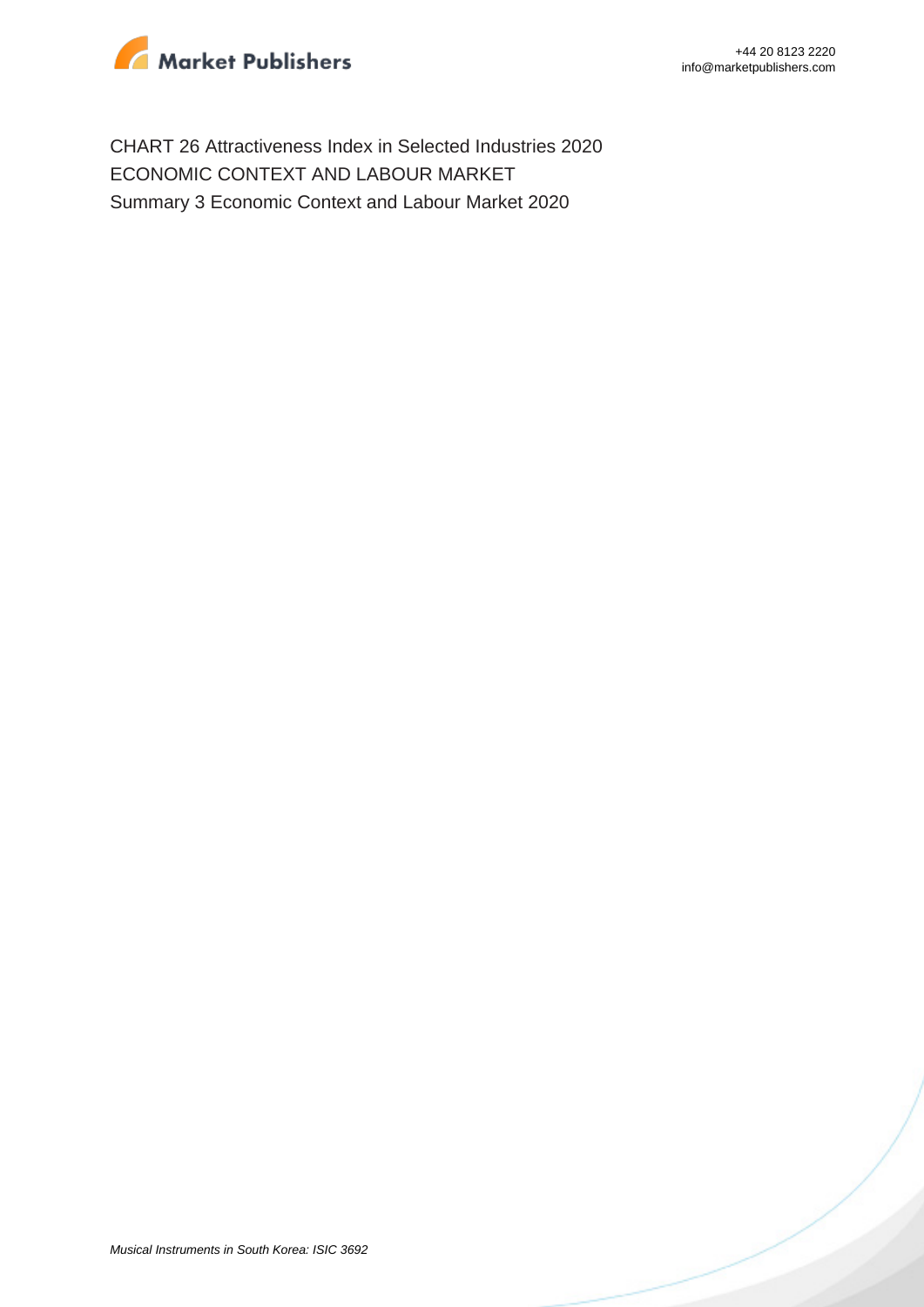CHART 26 Attractiveness Index in Selected Industries 2020
ECONOMIC CONTEXT AND LABOUR MARKET
Summary 3 Economic Context and Labour Market 2020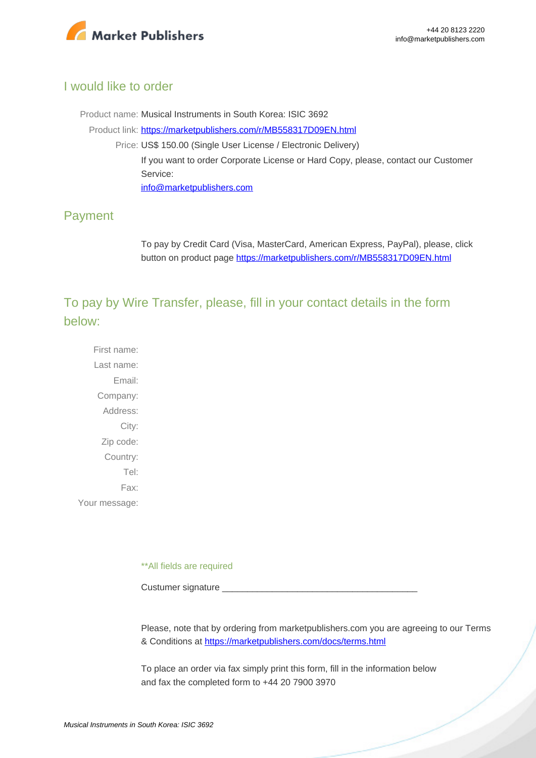## I would like to order

Product name: Musical Instruments in South Korea: ISIC 3692

Product link: [https://marketpublishers.com/r/MB558317D09EN.html](https://marketpublishers.com/r/MB558317D09EN.html)

Price: US$ 150.00 (Single User License / Electronic Delivery)

If you want to order Corporate License or Hard Copy, please, contact our Customer Service:

[info@marketpublishers.com](mailto:info@marketpublishers.com)

## Payment

To pay by Credit Card (Visa, MasterCard, American Express, PayPal), please, click button on product page [https://marketpublishers.com/r/MB558317D09EN.html](https://marketpublishers.com/r/MB558317D09EN.html)

## To pay by Wire Transfer, please, fill in your contact details in the form below:

First name:

Last name:

Email:

Company:

Address:

City:

Zip code:

Country:

Tel:

Fax:

Your message:

**All fields are required

Custumer signature _______________________________________

Please, note that by ordering from marketpublishers.com you are agreeing to our Terms & Conditions at [https://marketpublishers.com/docs/terms.html](https://marketpublishers.com/docs/terms.html)

To place an order via fax simply print this form, fill in the information below and fax the completed form to +44 20 7900 3970